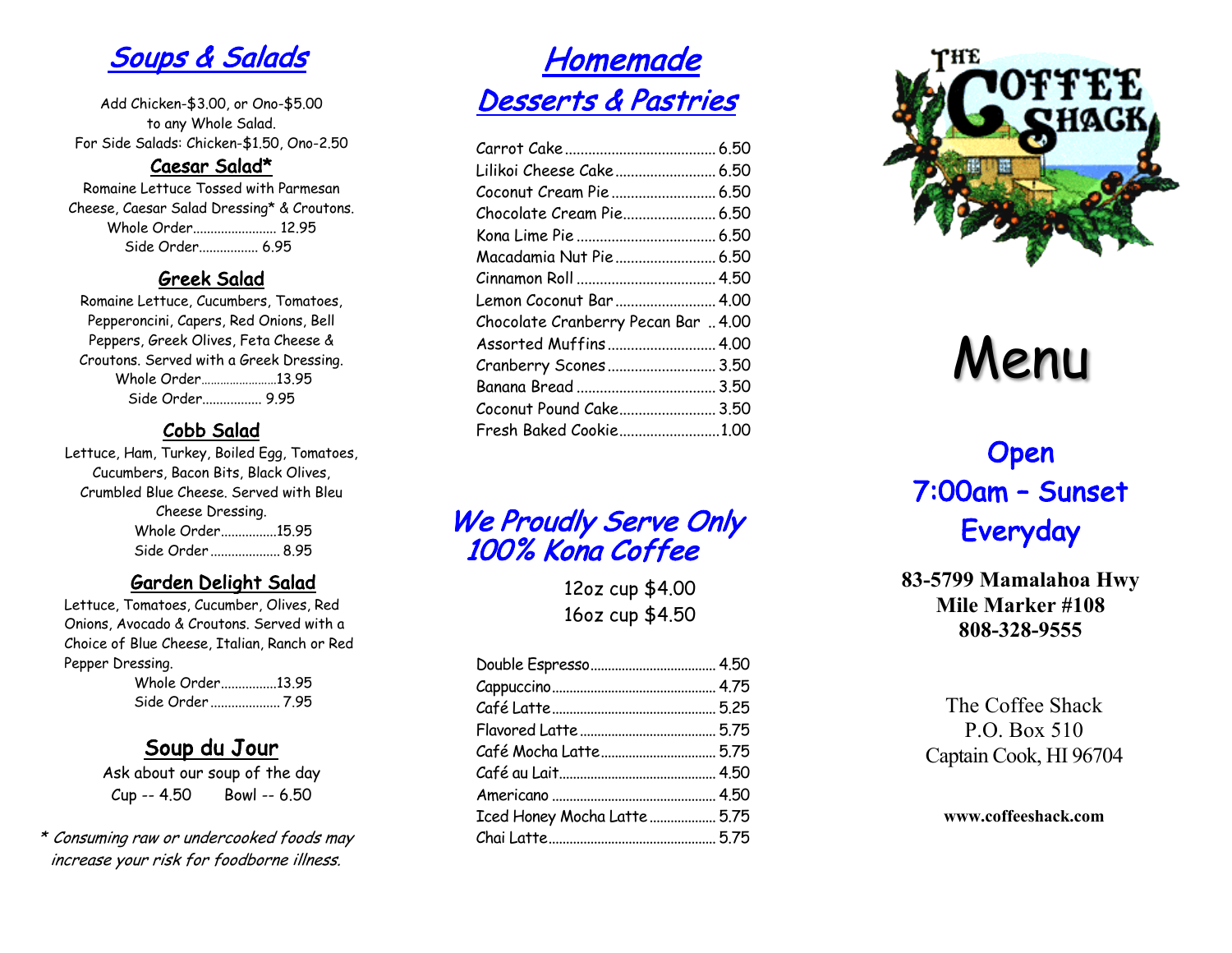## Soups & Salads

Add Chicken-$3.00, or Ono-$5.00
to any Whole Salad.
For Side Salads: Chicken-$1.50, Ono-2.50

### Caesar Salad*

Romaine Lettuce Tossed with Parmesan Cheese, Caesar Salad Dressing* & Croutons.

Whole Order........................ 12.95
Side Order................. 6.95

### Greek Salad

Romaine Lettuce, Cucumbers, Tomatoes, Pepperoncini, Capers, Red Onions, Bell Peppers, Greek Olives, Feta Cheese & Croutons. Served with a Greek Dressing.

Whole Order........................13.95
Side Order................. 9.95

### Cobb Salad

Lettuce, Ham, Turkey, Boiled Egg, Tomatoes, Cucumbers, Bacon Bits, Black Olives, Crumbled Blue Cheese. Served with Bleu Cheese Dressing.

Whole Order................15.95
Side Order.................... 8.95

### Garden Delight Salad

Lettuce, Tomatoes, Cucumber, Olives, Red Onions, Avocado & Croutons. Served with a Choice of Blue Cheese, Italian, Ranch or Red Pepper Dressing.

Whole Order................13.95
Side Order.................... 7.95

### Soup du Jour

Ask about our soup of the day
Cup -- 4.50 Bowl -- 6.50

*\* Consuming raw or undercooked foods may increase your risk for foodborne illness.*

## Homemade Desserts & Pastries

Carrot Cake....................................... 6.50
Lilikoi Cheese Cake.......................... 6.50
Coconut Cream Pie........................... 6.50
Chocolate Cream Pie........................ 6.50
Kona Lime Pie.................................... 6.50
Macadamia Nut Pie.......................... 6.50
Cinnamon Roll.................................... 4.50
Lemon Coconut Bar.......................... 4.00
Chocolate Cranberry Pecan Bar .. 4.00
Assorted Muffins............................ 4.00
Cranberry Scones............................ 3.50
Banana Bread.................................... 3.50
Coconut Pound Cake......................... 3.50
Fresh Baked Cookie..........................1.00

## We Proudly Serve Only 100% Kona Coffee

12oz cup $4.00
16oz cup $4.50

Double Espresso.................................... 4.50
Cappuccino............................................... 4.75
Café Latte............................................... 5.25
Flavored Latte....................................... 5.75
Café Mocha Latte................................. 5.75
Café au Lait............................................. 4.50
Americano............................................... 4.50
Iced Honey Mocha Latte.................. 5.75
Chai Latte................................................ 5.75

# The Coffee Shack

# Menu

## Open 7:00am – Sunset Everyday

**83-5799 Mamalahoa Hwy**
**Mile Marker #108**
**808-328-9555**

The Coffee Shack
P.O. Box 510
Captain Cook, HI 96704

**www.coffeeshack.com**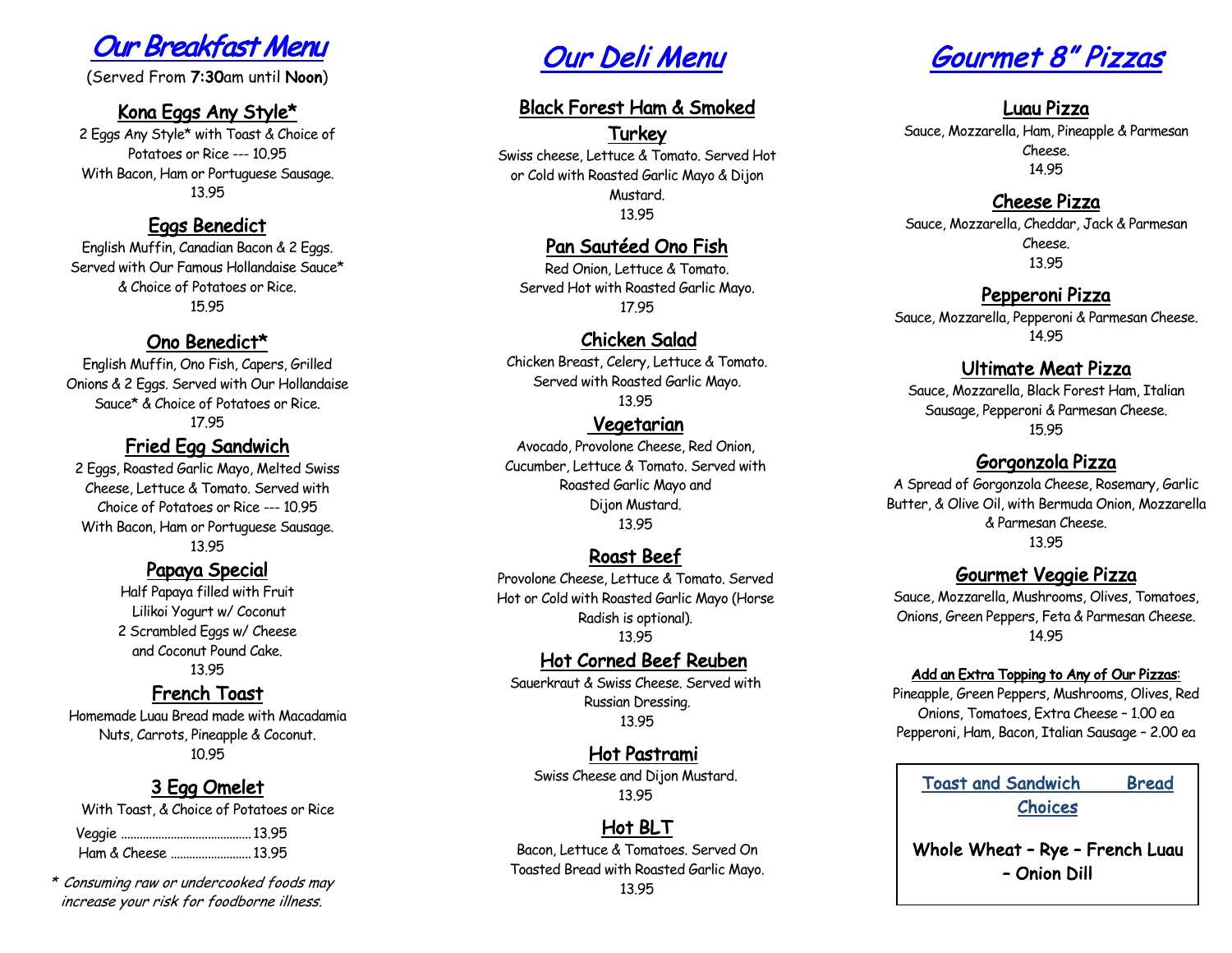# Our Breakfast Menu

(Served From **7:30**am until **Noon**)

## Kona Eggs Any Style*

2 Eggs Any Style* with Toast & Choice of Potatoes or Rice --- 10.95
With Bacon, Ham or Portuguese Sausage. 13.95

## Eggs Benedict

English Muffin, Canadian Bacon & 2 Eggs. Served with Our Famous Hollandaise Sauce* & Choice of Potatoes or Rice.
15.95

## Ono Benedict*

English Muffin, Ono Fish, Capers, Grilled Onions & 2 Eggs. Served with Our Hollandaise Sauce* & Choice of Potatoes or Rice.
17.95

## Fried Egg Sandwich

2 Eggs, Roasted Garlic Mayo, Melted Swiss Cheese, Lettuce & Tomato. Served with Choice of Potatoes or Rice --- 10.95
With Bacon, Ham or Portuguese Sausage. 13.95

## Papaya Special

Half Papaya filled with Fruit
Lilikoi Yogurt w/ Coconut
2 Scrambled Eggs w/ Cheese
and Coconut Pound Cake.
13.95

## French Toast

Homemade Luau Bread made with Macadamia Nuts, Carrots, Pineapple & Coconut.
10.95

## 3 Egg Omelet

With Toast, & Choice of Potatoes or Rice

Veggie .......................................... 13.95
Ham & Cheese .......................... 13.95

*\* Consuming raw or undercooked foods may increase your risk for foodborne illness.*

# Our Deli Menu

## Black Forest Ham & Smoked Turkey

Swiss cheese, Lettuce & Tomato. Served Hot or Cold with Roasted Garlic Mayo & Dijon Mustard.
13.95

## Pan Sautéed Ono Fish

Red Onion, Lettuce & Tomato. Served Hot with Roasted Garlic Mayo.
17.95

## Chicken Salad

Chicken Breast, Celery, Lettuce & Tomato. Served with Roasted Garlic Mayo.
13.95

## Vegetarian

Avocado, Provolone Cheese, Red Onion, Cucumber, Lettuce & Tomato. Served with Roasted Garlic Mayo and Dijon Mustard.
13.95

## Roast Beef

Provolone Cheese, Lettuce & Tomato. Served Hot or Cold with Roasted Garlic Mayo (Horse Radish is optional).
13.95

## Hot Corned Beef Reuben

Sauerkraut & Swiss Cheese. Served with Russian Dressing.
13.95

## Hot Pastrami

Swiss Cheese and Dijon Mustard.
13.95

## Hot BLT

Bacon, Lettuce & Tomatoes. Served On Toasted Bread with Roasted Garlic Mayo.
13.95

# Gourmet 8" Pizzas

## Luau Pizza

Sauce, Mozzarella, Ham, Pineapple & Parmesan Cheese.
14.95

## Cheese Pizza

Sauce, Mozzarella, Cheddar, Jack & Parmesan Cheese.
13.95

## Pepperoni Pizza

Sauce, Mozzarella, Pepperoni & Parmesan Cheese.
14.95

## Ultimate Meat Pizza

Sauce, Mozzarella, Black Forest Ham, Italian Sausage, Pepperoni & Parmesan Cheese.
15.95

## Gorgonzola Pizza

A Spread of Gorgonzola Cheese, Rosemary, Garlic Butter, & Olive Oil, with Bermuda Onion, Mozzarella & Parmesan Cheese.
13.95

## Gourmet Veggie Pizza

Sauce, Mozzarella, Mushrooms, Olives, Tomatoes, Onions, Green Peppers, Feta & Parmesan Cheese.
14.95

**Add an Extra Topping to Any of Our Pizzas:**
Pineapple, Green Peppers, Mushrooms, Olives, Red Onions, Tomatoes, Extra Cheese – 1.00 ea
Pepperoni, Ham, Bacon, Italian Sausage – 2.00 ea

### Toast and Sandwich Bread Choices

**Whole Wheat – Rye – French Luau – Onion Dill**